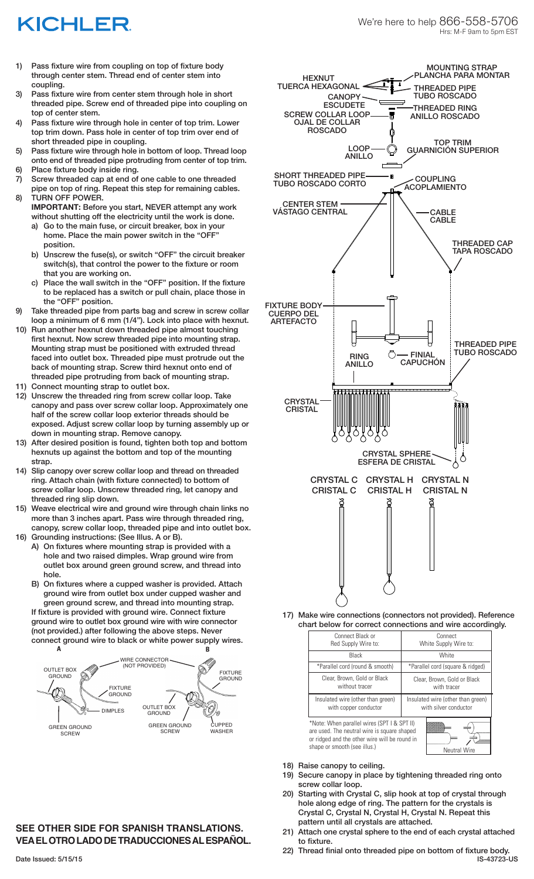# KICHLER

We're here to help 866-558-5706
Hrs: M-F 9am to 5pm EST

1) Pass fixture wire from coupling on top of fixture body through center stem. Thread end of center stem into coupling.
3) Pass fixture wire from center stem through hole in short threaded pipe. Screw end of threaded pipe into coupling on top of center stem.
4) Pass fixture wire through hole in center of top trim. Lower top trim down. Pass hole in center of top trim over end of short threaded pipe in coupling.
5) Pass fixture wire through hole in bottom of loop. Thread loop onto end of threaded pipe protruding from center of top trim.
6) Place fixture body inside ring.
7) Screw threaded cap at end of one cable to one threaded pipe on top of ring. Repeat this step for remaining cables.
8) TURN OFF POWER.
   **IMPORTANT:** Before you start, NEVER attempt any work without shutting off the electricity until the work is done.
   a) Go to the main fuse, or circuit breaker, box in your home. Place the main power switch in the "OFF" position.
   b) Unscrew the fuse(s), or switch "OFF" the circuit breaker switch(s), that control the power to the fixture or room that you are working on.
   c) Place the wall switch in the "OFF" position. If the fixture to be replaced has a switch or pull chain, place those in the "OFF" position.
9) Take threaded pipe from parts bag and screw in screw collar loop a minimum of 6 mm (1/4"). Lock into place with hexnut.
10) Run another hexnut down threaded pipe almost touching first hexnut. Now screw threaded pipe into mounting strap. Mounting strap must be positioned with extruded thread faced into outlet box. Threaded pipe must protrude out the back of mounting strap. Screw third hexnut onto end of threaded pipe protruding from back of mounting strap.
11) Connect mounting strap to outlet box.
12) Unscrew the threaded ring from screw collar loop. Take canopy and pass over screw collar loop. Approximately one half of the screw collar loop exterior threads should be exposed. Adjust screw collar loop by turning assembly up or down in mounting strap. Remove canopy.
13) After desired position is found, tighten both top and bottom hexnuts up against the bottom and top of the mounting strap.
14) Slip canopy over screw collar loop and thread on threaded ring. Attach chain (with fixture connected) to bottom of screw collar loop. Unscrew threaded ring, let canopy and threaded ring slip down.
15) Weave electrical wire and ground wire through chain links no more than 3 inches apart. Pass wire through threaded ring, canopy, screw collar loop, threaded pipe and into outlet box.
16) Grounding instructions: (See Illus. A or B).
   A) On fixtures where mounting strap is provided with a hole and two raised dimples. Wrap ground wire from outlet box around green ground screw, and thread into hole.
   B) On fixtures where a cupped washer is provided. Attach ground wire from outlet box under cupped washer and green ground screw, and thread into mounting strap.
   If fixture is provided with ground wire. Connect fixture ground wire to outlet box ground wire with wire connector (not provided.) after following the above steps. Never connect ground wire to black or white power supply wires.

A: OUTLET BOX GROUND, FIXTURE GROUND, DIMPLES, GREEN GROUND SCREW
B: WIRE CONNECTOR (NOT PROVIDED), FIXTURE GROUND, OUTLET BOX GROUND, GREEN GROUND SCREW, CUPPED WASHER

MOUNTING STRAP / PLANCHA PARA MONTAR; HEXNUT / TUERCA HEXAGONAL; THREADED PIPE / TUBO ROSCADO; CANOPY / ESCUDETE; THREADED RING / ANILLO ROSCADO; SCREW COLLAR LOOP / OJAL DE COLLAR ROSCADO; LOOP / ANILLO; TOP TRIM / GUARNICIÓN SUPERIOR; SHORT THREADED PIPE / TUBO ROSCADO CORTO; COUPLING / ACOPLAMIENTO; CENTER STEM / VÁSTAGO CENTRAL; CABLE / CABLE; THREADED CAP / TAPA ROSCADO; FIXTURE BODY / CUERPO DEL ARTEFACTO; THREADED PIPE / TUBO ROSCADO; RING / ANILLO; FINIAL / CAPUCHÓN; CRYSTAL / CRISTAL; CRYSTAL SPHERE / ESFERA DE CRISTAL

CRYSTAL C / CRISTAL C; CRYSTAL H / CRISTAL H; CRYSTAL N / CRISTAL N

17) Make wire connections (connectors not provided). Reference chart below for correct connections and wire accordingly.

| Connect Black or Red Supply Wire to: | Connect White Supply Wire to: |
| --- | --- |
| Black | White |
| *Parallel cord (round & smooth) | *Parallel cord (square & ridged) |
| Clear, Brown, Gold or Black without tracer | Clear, Brown, Gold or Black with tracer |
| Insulated wire (other than green) with copper conductor | Insulated wire (other than green) with silver conductor |

*Note: When parallel wires (SPT I & SPT II) are used. The neutral wire is square shaped or ridged and the other wire will be round in shape or smooth (see illus.)

Neutral Wire

18) Raise canopy to ceiling.
19) Secure canopy in place by tightening threaded ring onto screw collar loop.
20) Starting with Crystal C, slip hook at top of crystal through hole along edge of ring. The pattern for the crystals is Crystal C, Crystal N, Crystal H, Crystal N. Repeat this pattern until all crystals are attached.
21) Attach one crystal sphere to the end of each crystal attached to fixture.
22) Thread finial onto threaded pipe on bottom of fixture body.

**SEE OTHER SIDE FOR SPANISH TRANSLATIONS.**
**VEA EL OTRO LADO DE TRADUCCIONES AL ESPAÑOL.**

Date Issued: 5/15/15

IS-43723-US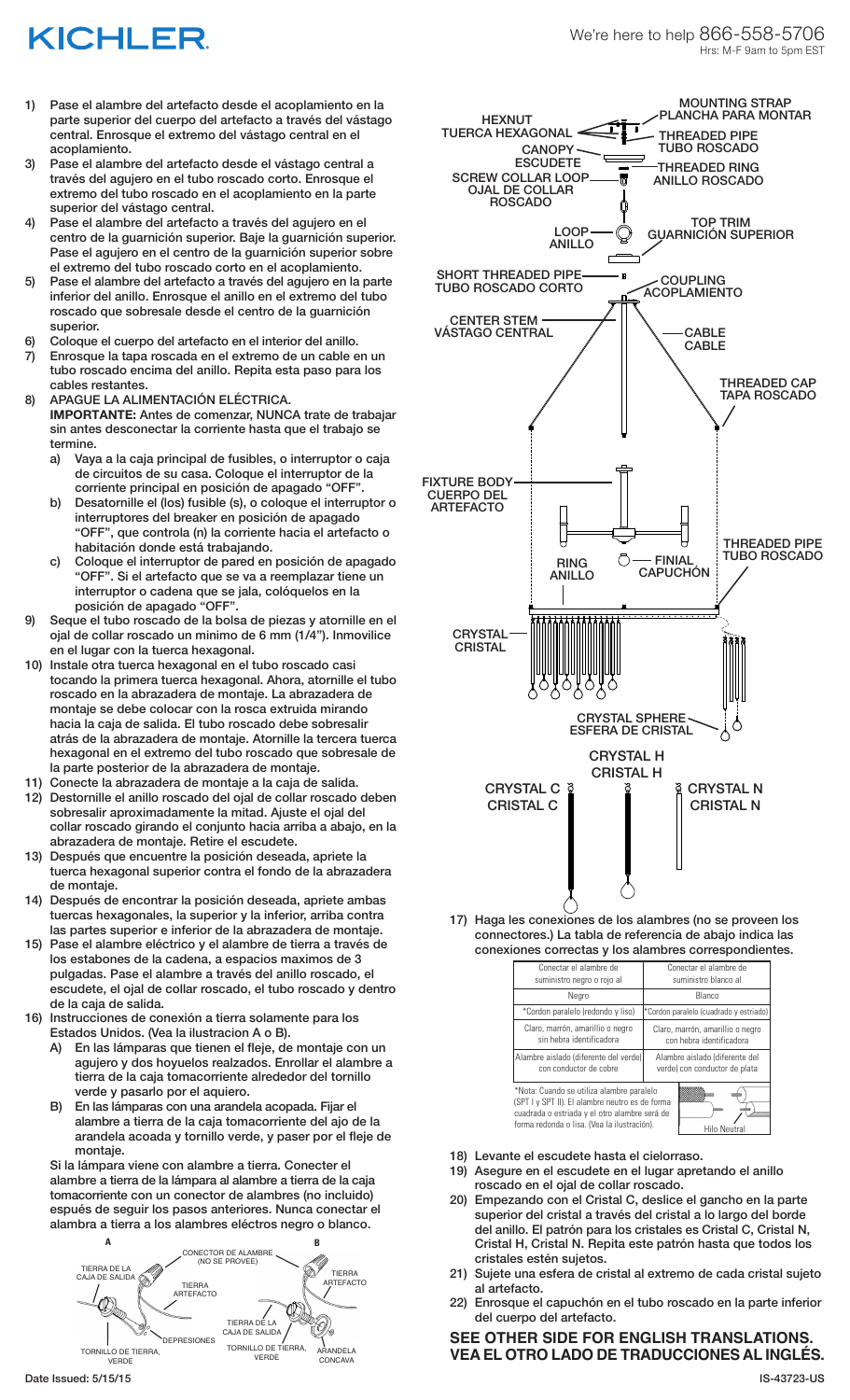# KICHLER

We're here to help 866-558-5706
Hrs: M-F 9am to 5pm EST

1) Pase el alambre del artefacto desde el acoplamiento en la parte superior del cuerpo del artefacto a través del vástago central. Enrosque el extremo del vástago central en el acoplamiento.
3) Pase el alambre del artefacto desde el vástago central a través del agujero en el tubo roscado corto. Enrosque el extremo del tubo roscado en el acoplamiento en la parte superior del vástago central.
4) Pase el alambre del artefacto a través del agujero en el centro de la guarnición superior. Baje la guarnición superior. Pase el agujero en el centro de la guarnición superior sobre el extremo del tubo roscado corto en el acoplamiento.
5) Pase el alambre del artefacto a través del agujero en la parte inferior del anillo. Enrosque el anillo en el extremo del tubo roscado que sobresale desde el centro de la guarnición superior.
6) Coloque el cuerpo del artefacto en el interior del anillo.
7) Enrosque la tapa roscada en el extremo de un cable en un tubo roscado encima del anillo. Repita esta paso para los cables restantes.
8) APAGUE LA ALIMENTACIÓN ELÉCTRICA.
   **IMPORTANTE:** Antes de comenzar, NUNCA trate de trabajar sin antes desconectar la corriente hasta que el trabajo se termine.
   a) Vaya a la caja principal de fusibles, o interruptor o caja de circuitos de su casa. Coloque el interruptor de la corriente principal en posición de apagado "OFF".
   b) Desatornille el (los) fusible (s), o coloque el interruptor o interruptores del breaker en posición de apagado "OFF", que controla (n) la corriente hacia el artefacto o habitación donde está trabajando.
   c) Coloque el interruptor de pared en posición de apagado "OFF". Si el artefacto que se va a reemplazar tiene un interruptor o cadena que se jala, colóquelos en la posición de apagado "OFF".
9) Seque el tubo roscado de la bolsa de piezas y atornille en el ojal de collar roscado un minimo de 6 mm (1/4"). Inmovilice en el lugar con la tuerca hexagonal.
10) Instale otra tuerca hexagonal en el tubo roscado casi tocando la primera tuerca hexagonal. Ahora, atornille el tubo roscado en la abrazadera de montaje. La abrazadera de montaje se debe colocar con la rosca extruida mirando hacia la caja de salida. El tubo roscado debe sobresalir atrás de la abrazadera de montaje. Atornille la tercera tuerca hexagonal en el extremo del tubo roscado que sobresale de la parte posterior de la abrazadera de montaje.
11) Conecte la abrazadera de montaje a la caja de salida.
12) Destornille el anillo roscado del ojal de collar roscado deben sobresalir aproximadamente la mitad. Ajuste el ojal del collar roscado girando el conjunto hacia arriba a abajo, en la abrazadera de montaje. Retire el escudete.
13) Después que encuentre la posición deseada, apriete la tuerca hexagonal superior contra el fondo de la abrazadera de montaje.
14) Después de encontrar la posición deseada, apriete ambas tuercas hexagonales, la superior y la inferior, arriba contra las partes superior e inferior de la abrazadera de montaje.
15) Pase el alambre eléctrico y el alambre de tierra a través de los estabones de la cadena, a espacios maximos de 3 pulgadas. Pase el alambre a través del anillo roscado, el escudete, el ojal de collar roscado, el tubo roscado y dentro de la caja de salida.
16) Instrucciones de conexión a tierra solamente para los Estados Unidos. (Vea la ilustracion A o B).
   A) En las lámparas que tienen el fleje, de montaje con un agujero y dos hoyuelos realzados. Enrollar el alambre a tierra de la caja tomacorriente alrededor del tornillo verde y pasarlo por el aquiero.
   B) En las lámparas con una arandela acopada. Fijar el alambre a tierra de la caja tomacorriente del ajo de la arandela acoada y tornillo verde, y paser por el fleje de montaje.

   Si la lámpara viene con alambre a tierra. Conecter el alambre a tierra de la lámpara al alambre a tierra de la caja tomacorriente con un conector de alambres (no incluido) espués de seguir los pasos anteriores. Nunca conectar el alambra a tierra a los alambres eléctros negro o blanco.

A — TIERRA DE LA CAJA DE SALIDA; CONECTOR DE ALAMBRE (NO SE PROVEE); TIERRA ARTEFACTO; DEPRESIONES; TORNILLO DE TIERRA, VERDE

B — TIERRA ARTEFACTO; TIERRA DE LA CAJA DE SALIDA; TORNILLO DE TIERRA, VERDE; ARANDELA CONCAVA

MOUNTING STRAP / PLANCHA PARA MONTAR
HEXNUT / TUERCA HEXAGONAL
THREADED PIPE / TUBO ROSCADO
CANOPY / ESCUDETE
THREADED RING / ANILLO ROSCADO
SCREW COLLAR LOOP / OJAL DE COLLAR ROSCADO
LOOP / ANILLO
TOP TRIM / GUARNICIÓN SUPERIOR
SHORT THREADED PIPE / TUBO ROSCADO CORTO
COUPLING / ACOPLAMIENTO
CENTER STEM / VÁSTAGO CENTRAL
CABLE / CABLE
THREADED CAP / TAPA ROSCADO
FIXTURE BODY / CUERPO DEL ARTEFACTO
THREADED PIPE / TUBO ROSCADO
RING / ANILLO
FINIAL / CAPUCHÓN
CRYSTAL / CRISTAL
CRYSTAL SPHERE / ESFERA DE CRISTAL
CRYSTAL H / CRISTAL H
CRYSTAL C / CRISTAL C
CRYSTAL N / CRISTAL N

17) Haga les conexiones de los alambres (no se proveen los connectores.) La tabla de referencia de abajo indica las conexiones correctas y los alambres correspondientes.

| Conectar el alambre de suministro negro o rojo al | Conectar el alambre de suministro blanco al |
|---|---|
| Negro | Blanco |
| *Cordon paralelo (redondo y liso) | *Cordon paralelo (cuadrado y estriado) |
| Claro, marrón, amarillio o negro sin hebra identificadora | Claro, marrón, amarillio o negro con hebra identificadora |
| Alambre aislado (diferente del verde) con conductor de cobre | Alambre aislado (diferente del verde) con conductor de plata |

*Nota: Cuando se utiliza alambre paralelo (SPT I y SPT II). El alambre neutro es de forma cuadrada o estriada y el otro alambre será de forma redonda o lisa. (Vea la ilustración).

Hilo Neutral

18) Levante el escudete hasta el cielorraso.
19) Asegure en el escudete en el lugar apretando el anillo roscado en el ojal de collar roscado.
20) Empezando con el Cristal C, deslice el gancho en la parte superior del cristal a través del cristal a lo largo del borde del anillo. El patrón para los cristales es Cristal C, Cristal N, Cristal H, Cristal N. Repita este patrón hasta que todos los cristales estén sujetos.
21) Sujete una esfera de cristal al extremo de cada cristal sujeto al artefacto.
22) Enrosque el capuchón en el tubo roscado en la parte inferior del cuerpo del artefacto.

**SEE OTHER SIDE FOR ENGLISH TRANSLATIONS.**
**VEA EL OTRO LADO DE TRADUCCIONES AL INGLÉS.**

Date Issued: 5/15/15

IS-43723-US